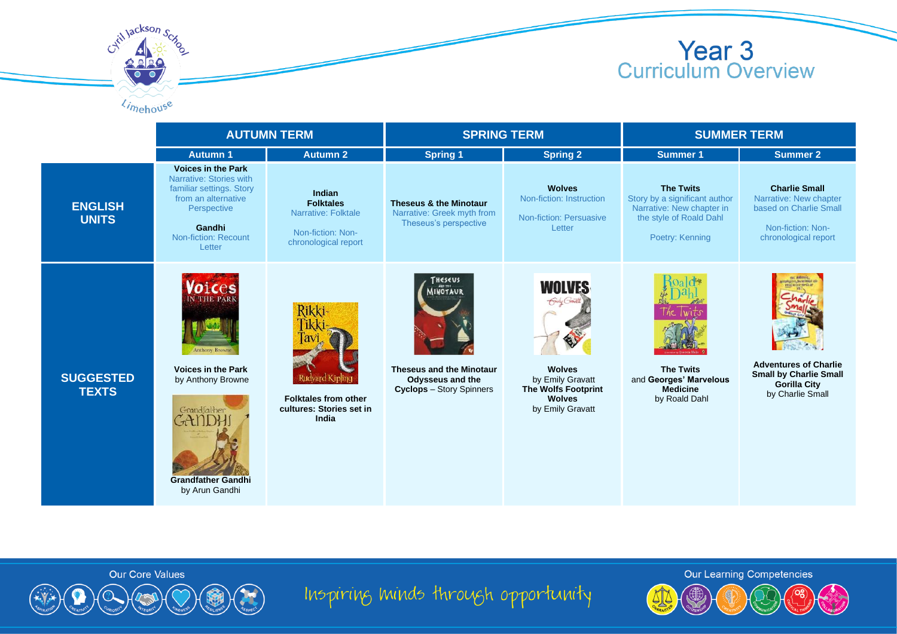# Year 3 Curriculum Overview

| | AUTUMN TERM | | SPRING TERM | | SUMMER TERM | |
|---|---|---|---|---|---|---|
| | **Autumn 1** | **Autumn 2** | **Spring 1** | **Spring 2** | **Summer 1** | **Summer 2** |
| **ENGLISH UNITS** | **Voices in the Park** Narrative: Stories with familiar settings. Story from an alternative Perspective **Gandhi** Non-fiction: Recount Letter | **Indian Folktales** Narrative: Folktale Non-fiction: Non-chronological report | **Theseus & the Minotaur** Narrative: Greek myth from Theseus's perspective | **Wolves** Non-fiction: Instruction Non-fiction: Persuasive Letter | **The Twits** Story by a significant author Narrative: New chapter in the style of Roald Dahl Poetry: Kenning | **Charlie Small** Narrative: New chapter based on Charlie Small Non-fiction: Non-chronological report |
| **SUGGESTED TEXTS** | **Voices in the Park** by Anthony Browne **Grandfather Gandhi** by Arun Gandhi | **Folktales from other cultures: Stories set in India** | **Theseus and the Minotaur Odysseus and the Cyclops** – Story Spinners | **Wolves** by Emily Gravatt **The Wolfs Footprint Wolves** by Emily Gravatt | **The Twits** and **Georges' Marvelous Medicine** by Roald Dahl | **Adventures of Charlie Small by Charlie Small Gorilla City** by Charlie Small |

Our Core Values

Inspiring minds through opportunity

Our Learning Competencies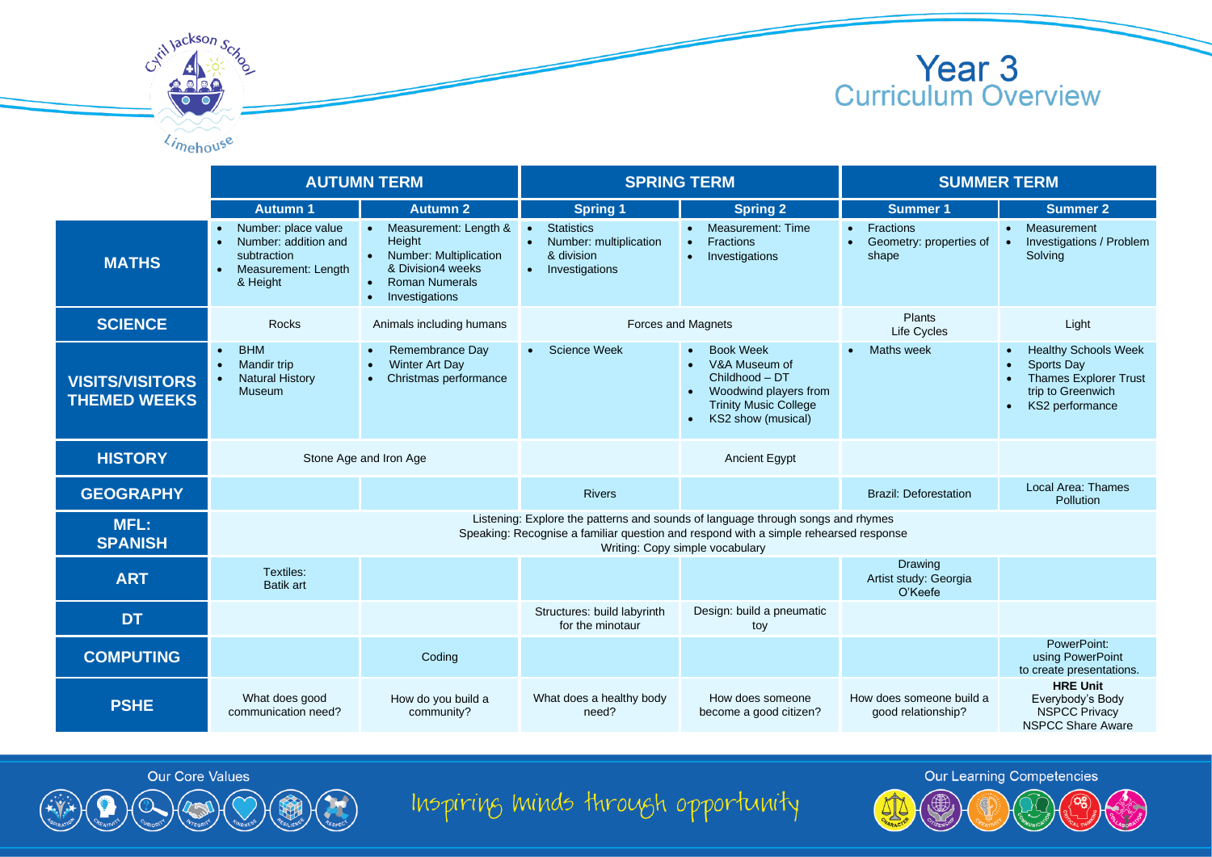# Year 3
## Curriculum Overview

| | AUTUMN TERM | | SPRING TERM | | SUMMER TERM | |
|---|---|---|---|---|---|---|
| | **Autumn 1** | **Autumn 2** | **Spring 1** | **Spring 2** | **Summer 1** | **Summer 2** |
| **MATHS** | • Number: place value<br>• Number: addition and subtraction<br>• Measurement: Length & Height | • Measurement: Length & Height<br>• Number: Multiplication & Division4 weeks<br>• Roman Numerals<br>• Investigations | • Statistics<br>• Number: multiplication & division<br>• Investigations | • Measurement: Time<br>• Fractions<br>• Investigations | • Fractions<br>• Geometry: properties of shape | • Measurement<br>• Investigations / Problem Solving |
| **SCIENCE** | Rocks | Animals including humans | Forces and Magnets | | Plants<br>Life Cycles | Light |
| **VISITS/VISITORS THEMED WEEKS** | • BHM<br>• Mandir trip<br>• Natural History Museum | • Remembrance Day<br>• Winter Art Day<br>• Christmas performance | • Science Week | • Book Week<br>• V&A Museum of Childhood – DT<br>• Woodwind players from Trinity Music College<br>• KS2 show (musical) | • Maths week | • Healthy Schools Week<br>• Sports Day<br>• Thames Explorer Trust trip to Greenwich<br>• KS2 performance |
| **HISTORY** | Stone Age and Iron Age | | | Ancient Egypt | | |
| **GEOGRAPHY** | | | Rivers | | Brazil: Deforestation | Local Area: Thames Pollution |
| **MFL: SPANISH** | Listening: Explore the patterns and sounds of language through songs and rhymes<br>Speaking: Recognise a familiar question and respond with a simple rehearsed response<br>Writing: Copy simple vocabulary | | | | | |
| **ART** | Textiles:<br>Batik art | | | | Drawing<br>Artist study: Georgia O'Keefe | |
| **DT** | | | Structures: build labyrinth for the minotaur | Design: build a pneumatic toy | | |
| **COMPUTING** | | Coding | | | | PowerPoint:<br>using PowerPoint to create presentations. |
| **PSHE** | What does good communication need? | How do you build a community? | What does a healthy body need? | How does someone become a good citizen? | How does someone build a good relationship? | **HRE Unit**<br>Everybody's Body<br>NSPCC Privacy<br>NSPCC Share Aware |

Our Core Values: Aspiration, Creativity, Curiosity, Integrity, Kindness, Resilience, Respect

Inspiring minds through opportunity

Our Learning Competencies: Character, Citizenship, Creativity, Communication, Critical Thinking, Collaboration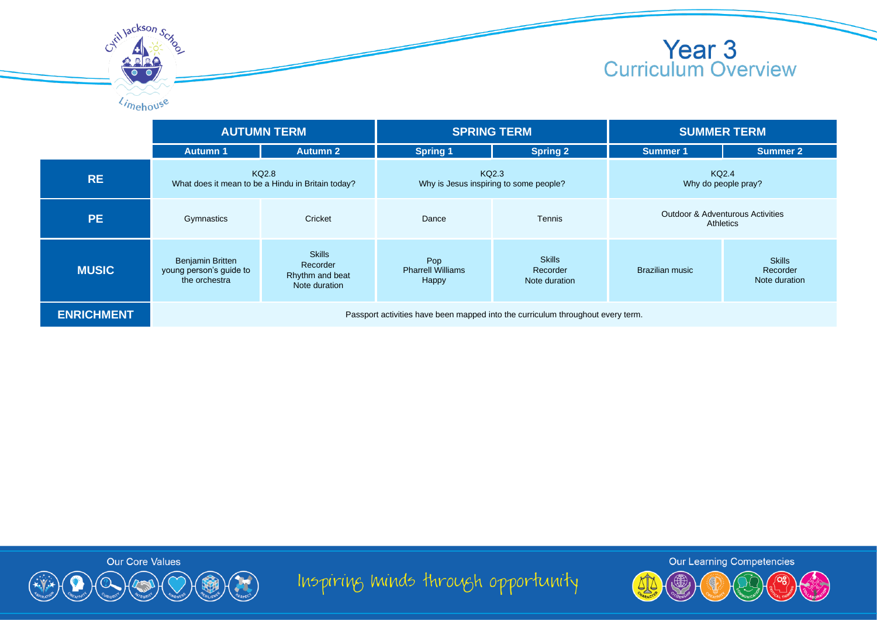# Year 3
## Curriculum Overview

| | AUTUMN TERM | | SPRING TERM | | SUMMER TERM | |
|---|---|---|---|---|---|---|
| | Autumn 1 | Autumn 2 | Spring 1 | Spring 2 | Summer 1 | Summer 2 |
| **RE** | KQ2.8 What does it mean to be a Hindu in Britain today? | | KQ2.3 Why is Jesus inspiring to some people? | | KQ2.4 Why do people pray? | |
| **PE** | Gymnastics | Cricket | Dance | Tennis | Outdoor & Adventurous Activities Athletics | |
| **MUSIC** | Benjamin Britten young person's guide to the orchestra | Skills Recorder Rhythm and beat Note duration | Pop Pharrell Williams Happy | Skills Recorder Note duration | Brazilian music | Skills Recorder Note duration |
| **ENRICHMENT** | Passport activities have been mapped into the curriculum throughout every term. | | | | | |

Our Core Values

Inspiring minds through opportunity

Our Learning Competencies